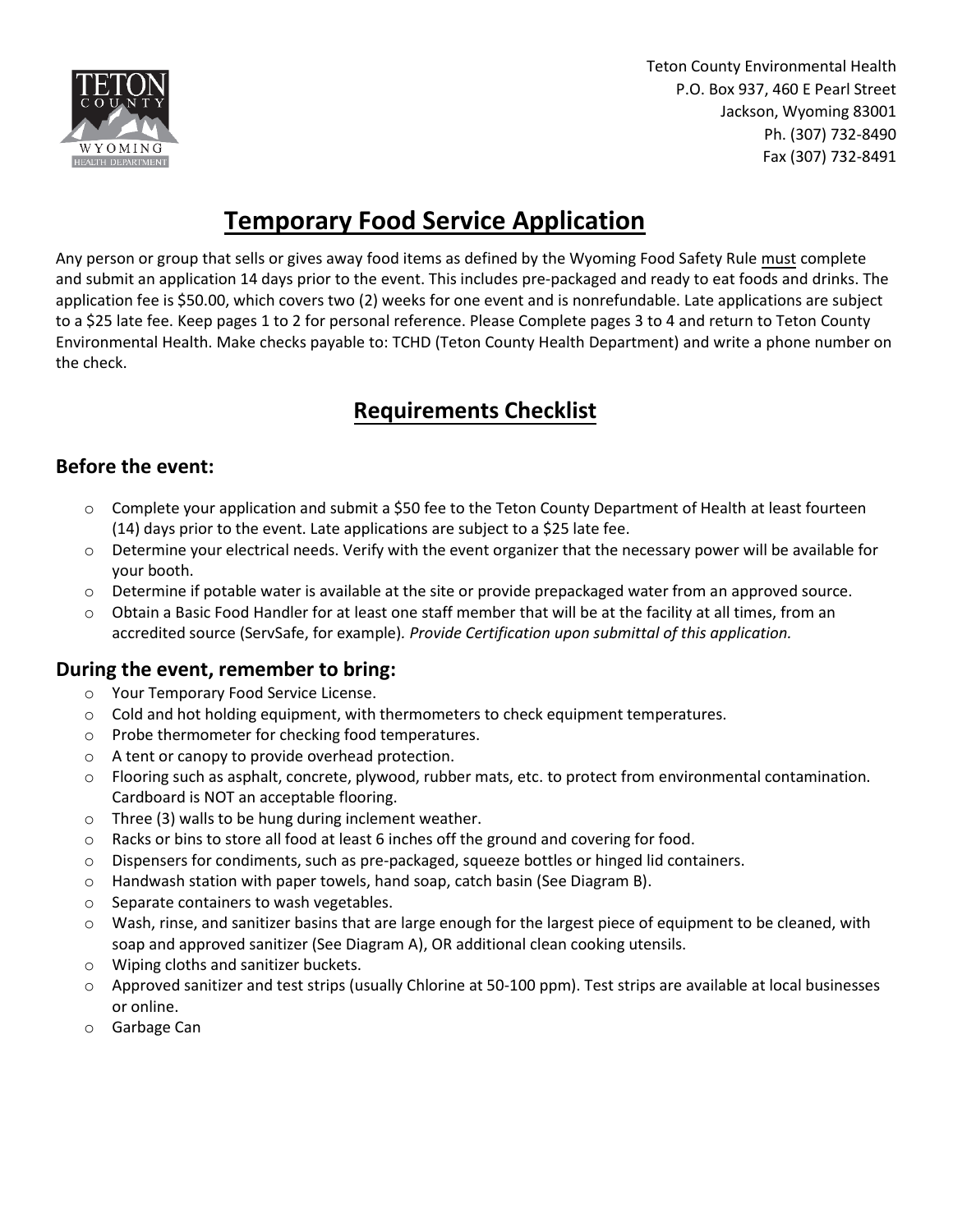Teton County Environmental Health
P.O. Box 937, 460 E Pearl Street
Jackson, Wyoming 83001
Ph. (307) 732-8490
Fax (307) 732-8491

# Temporary Food Service Application

Any person or group that sells or gives away food items as defined by the Wyoming Food Safety Rule must complete and submit an application 14 days prior to the event. This includes pre-packaged and ready to eat foods and drinks. The application fee is $50.00, which covers two (2) weeks for one event and is nonrefundable. Late applications are subject to a $25 late fee. Keep pages 1 to 2 for personal reference. Please Complete pages 3 to 4 and return to Teton County Environmental Health. Make checks payable to: TCHD (Teton County Health Department) and write a phone number on the check.

## Requirements Checklist

### Before the event:

- Complete your application and submit a $50 fee to the Teton County Department of Health at least fourteen (14) days prior to the event. Late applications are subject to a $25 late fee.
- Determine your electrical needs. Verify with the event organizer that the necessary power will be available for your booth.
- Determine if potable water is available at the site or provide prepackaged water from an approved source.
- Obtain a Basic Food Handler for at least one staff member that will be at the facility at all times, from an accredited source (ServSafe, for example). *Provide Certification upon submittal of this application.*

### During the event, remember to bring:

- Your Temporary Food Service License.
- Cold and hot holding equipment, with thermometers to check equipment temperatures.
- Probe thermometer for checking food temperatures.
- A tent or canopy to provide overhead protection.
- Flooring such as asphalt, concrete, plywood, rubber mats, etc. to protect from environmental contamination. Cardboard is NOT an acceptable flooring.
- Three (3) walls to be hung during inclement weather.
- Racks or bins to store all food at least 6 inches off the ground and covering for food.
- Dispensers for condiments, such as pre-packaged, squeeze bottles or hinged lid containers.
- Handwash station with paper towels, hand soap, catch basin (See Diagram B).
- Separate containers to wash vegetables.
- Wash, rinse, and sanitizer basins that are large enough for the largest piece of equipment to be cleaned, with soap and approved sanitizer (See Diagram A), OR additional clean cooking utensils.
- Wiping cloths and sanitizer buckets.
- Approved sanitizer and test strips (usually Chlorine at 50-100 ppm). Test strips are available at local businesses or online.
- Garbage Can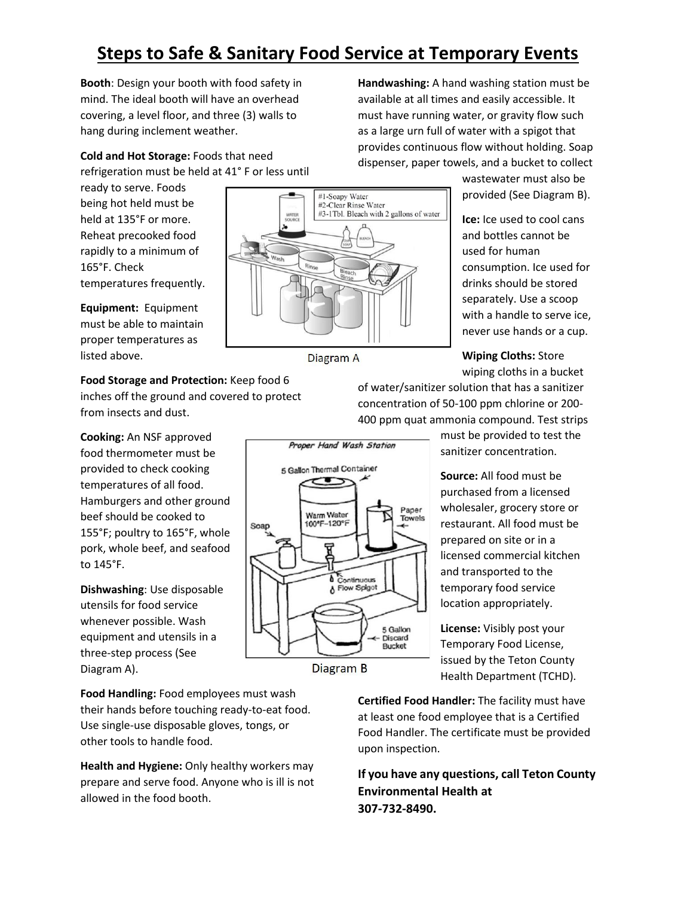# Steps to Safe & Sanitary Food Service at Temporary Events

**Booth**: Design your booth with food safety in mind. The ideal booth will have an overhead covering, a level floor, and three (3) walls to hang during inclement weather.

**Cold and Hot Storage:** Foods that need refrigeration must be held at 41° F or less until ready to serve. Foods being hot held must be held at 135°F or more. Reheat precooked food rapidly to a minimum of 165°F. Check temperatures frequently.

**Equipment:** Equipment must be able to maintain proper temperatures as listed above.

Diagram A

**Food Storage and Protection:** Keep food 6 inches off the ground and covered to protect from insects and dust.

**Cooking:** An NSF approved food thermometer must be provided to check cooking temperatures of all food. Hamburgers and other ground beef should be cooked to 155°F; poultry to 165°F, whole pork, whole beef, and seafood to 145°F.

**Dishwashing**: Use disposable utensils for food service whenever possible. Wash equipment and utensils in a three-step process (See Diagram A).

Diagram B

**Food Handling:** Food employees must wash their hands before touching ready-to-eat food. Use single-use disposable gloves, tongs, or other tools to handle food.

**Health and Hygiene:** Only healthy workers may prepare and serve food. Anyone who is ill is not allowed in the food booth.

**Handwashing:** A hand washing station must be available at all times and easily accessible. It must have running water, or gravity flow such as a large urn full of water with a spigot that provides continuous flow without holding. Soap dispenser, paper towels, and a bucket to collect wastewater must also be provided (See Diagram B).

**Ice:** Ice used to cool cans and bottles cannot be used for human consumption. Ice used for drinks should be stored separately. Use a scoop with a handle to serve ice, never use hands or a cup.

**Wiping Cloths:** Store wiping cloths in a bucket of water/sanitizer solution that has a sanitizer concentration of 50-100 ppm chlorine or 200-400 ppm quat ammonia compound. Test strips must be provided to test the sanitizer concentration.

**Source:** All food must be purchased from a licensed wholesaler, grocery store or restaurant. All food must be prepared on site or in a licensed commercial kitchen and transported to the temporary food service location appropriately.

**License:** Visibly post your Temporary Food License, issued by the Teton County Health Department (TCHD).

**Certified Food Handler:** The facility must have at least one food employee that is a Certified Food Handler. The certificate must be provided upon inspection.

**If you have any questions, call Teton County Environmental Health at 307-732-8490.**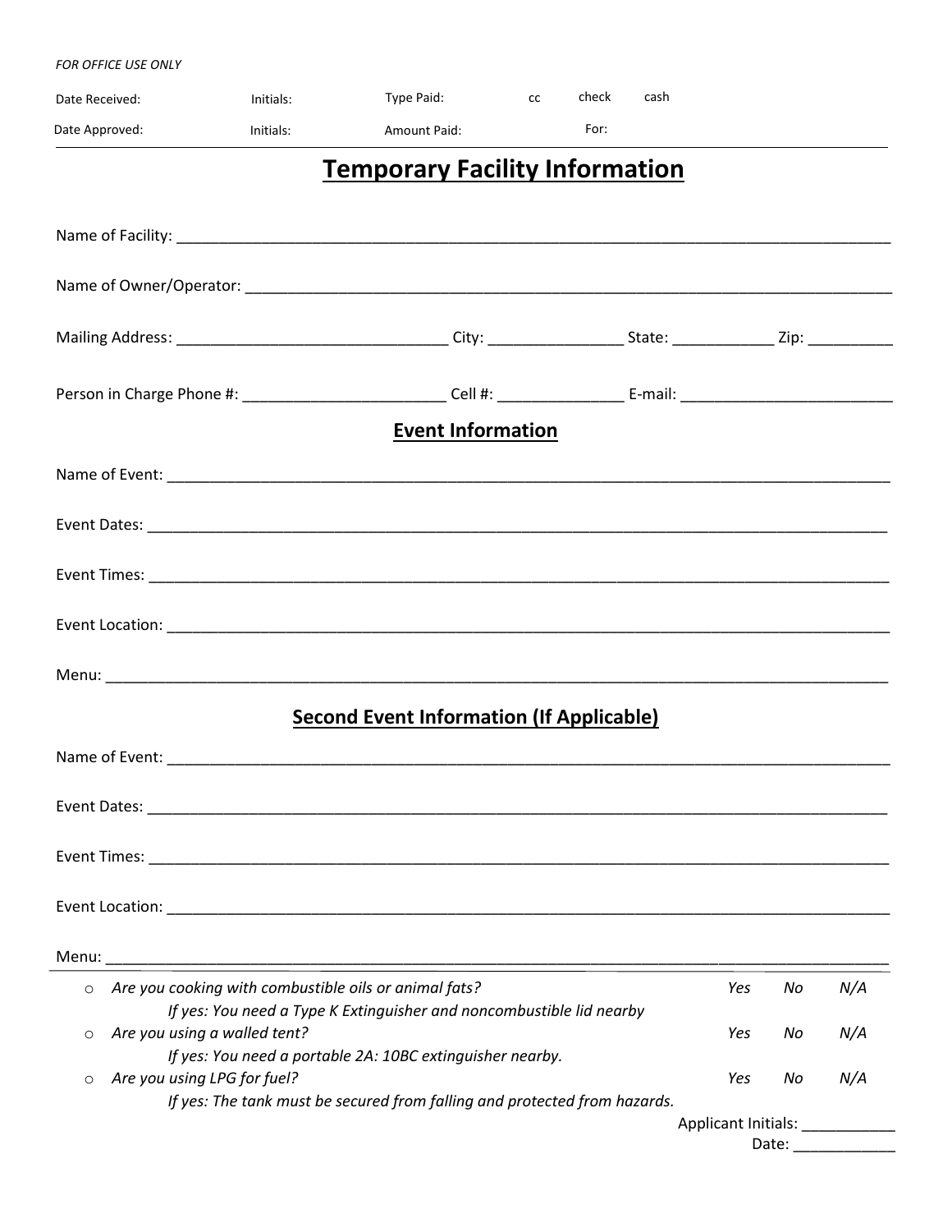*FOR OFFICE USE ONLY*

Date Received: Initials: Type Paid: cc check cash

Date Approved: Initials: Amount Paid: For:

---

# Temporary Facility Information

Name of Facility: ______________________________________________

Name of Owner/Operator: ______________________________________________

Mailing Address: ________________________ City: ______________ State: __________ Zip: _________

Person in Charge Phone #: ____________________ Cell #: _____________ E-mail: ____________________

## Event Information

Name of Event: ______________________________________________

Event Dates: ______________________________________________

Event Times: ______________________________________________

Event Location: ______________________________________________

Menu: ______________________________________________

## Second Event Information (If Applicable)

Name of Event: ______________________________________________

Event Dates: ______________________________________________

Event Times: ______________________________________________

Event Location: ______________________________________________

Menu: ______________________________________________

---

- *Are you cooking with combustible oils or animal fats?* *Yes* *No* *N/A*
  - *If yes: You need a Type K Extinguisher and noncombustible lid nearby*
- *Are you using a walled tent?* *Yes* *No* *N/A*
  - *If yes: You need a portable 2A: 10BC extinguisher nearby.*
- *Are you using LPG for fuel?* *Yes* *No* *N/A*
  - *If yes: The tank must be secured from falling and protected from hazards.*

Applicant Initials: __________

Date: ___________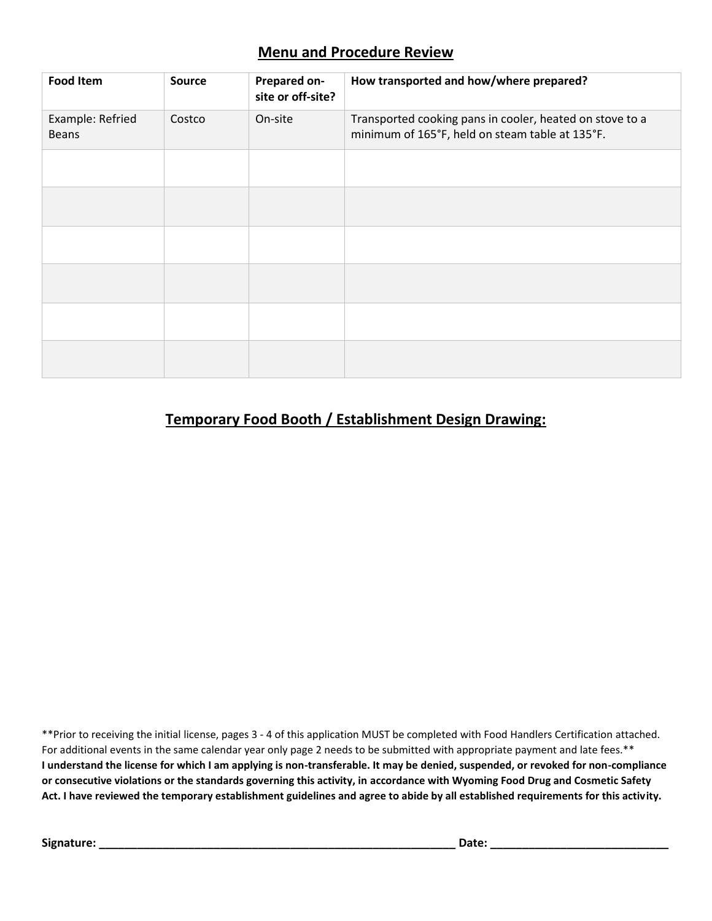## Menu and Procedure Review

| Food Item | Source | Prepared on-site or off-site? | How transported and how/where prepared? |
|---|---|---|---|
| Example: Refried Beans | Costco | On-site | Transported cooking pans in cooler, heated on stove to a minimum of 165°F, held on steam table at 135°F. |
| | | | |
| | | | |
| | | | |
| | | | |
| | | | |
| | | | |

## Temporary Food Booth / Establishment Design Drawing:

**Prior to receiving the initial license, pages 3 - 4 of this application MUST be completed with Food Handlers Certification attached. For additional events in the same calendar year only page 2 needs to be submitted with appropriate payment and late fees.**

**I understand the license for which I am applying is non-transferable. It may be denied, suspended, or revoked for non-compliance or consecutive violations or the standards governing this activity, in accordance with Wyoming Food Drug and Cosmetic Safety Act. I have reviewed the temporary establishment guidelines and agree to abide by all established requirements for this activity.**

**Signature:** ____________________________________________________ **Date:** ___________________________